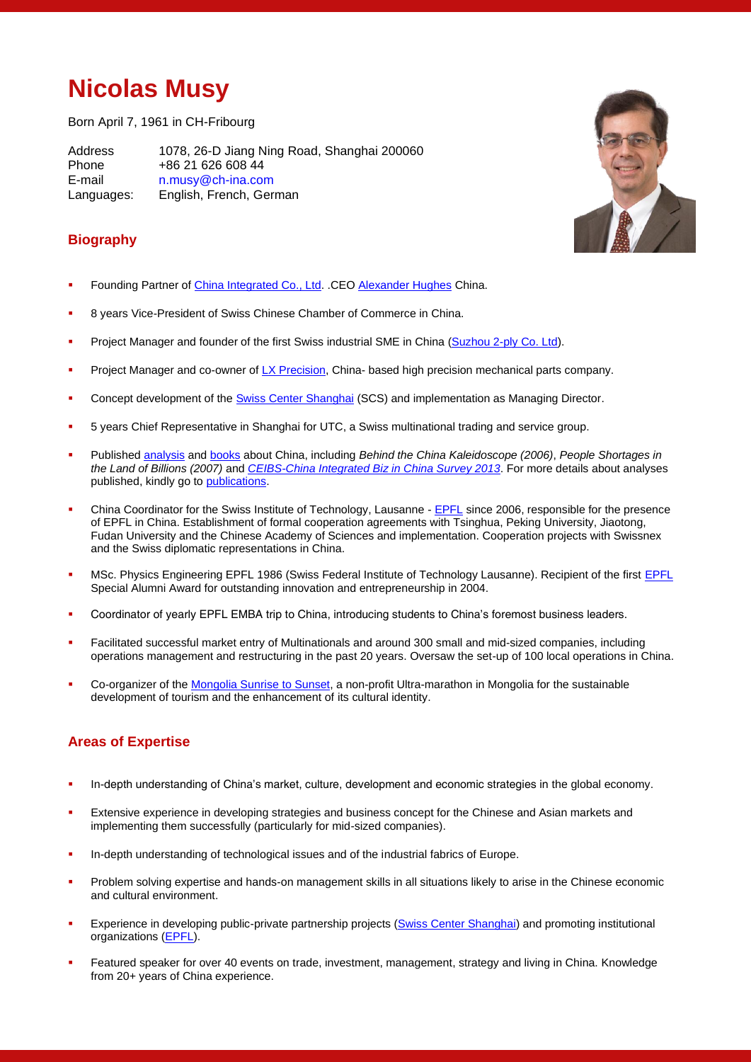# Nicolas Musy

Born April 7, 1961 in CH-Fribourg

| | |
|---|---|
| Address | 1078, 26-D Jiang Ning Road, Shanghai 200060 |
| Phone | +86 21 626 608 44 |
| E-mail | n.musy@ch-ina.com |
| Languages: | English, French, German |

## Biography

- Founding Partner of China Integrated Co., Ltd. .CEO Alexander Hughes China.
- 8 years Vice-President of Swiss Chinese Chamber of Commerce in China.
- Project Manager and founder of the first Swiss industrial SME in China (Suzhou 2-ply Co. Ltd).
- Project Manager and co-owner of LX Precision, China- based high precision mechanical parts company.
- Concept development of the Swiss Center Shanghai (SCS) and implementation as Managing Director.
- 5 years Chief Representative in Shanghai for UTC, a Swiss multinational trading and service group.
- Published analysis and books about China, including *Behind the China Kaleidoscope (2006)*, *People Shortages in the Land of Billions (2007)* and *CEIBS-China Integrated Biz in China Survey 2013*. For more details about analyses published, kindly go to publications.
- China Coordinator for the Swiss Institute of Technology, Lausanne - EPFL since 2006, responsible for the presence of EPFL in China. Establishment of formal cooperation agreements with Tsinghua, Peking University, Jiaotong, Fudan University and the Chinese Academy of Sciences and implementation. Cooperation projects with Swissnex and the Swiss diplomatic representations in China.
- MSc. Physics Engineering EPFL 1986 (Swiss Federal Institute of Technology Lausanne). Recipient of the first EPFL Special Alumni Award for outstanding innovation and entrepreneurship in 2004.
- Coordinator of yearly EPFL EMBA trip to China, introducing students to China's foremost business leaders.
- Facilitated successful market entry of Multinationals and around 300 small and mid-sized companies, including operations management and restructuring in the past 20 years. Oversaw the set-up of 100 local operations in China.
- Co-organizer of the Mongolia Sunrise to Sunset, a non-profit Ultra-marathon in Mongolia for the sustainable development of tourism and the enhancement of its cultural identity.

## Areas of Expertise

- In-depth understanding of China's market, culture, development and economic strategies in the global economy.
- Extensive experience in developing strategies and business concept for the Chinese and Asian markets and implementing them successfully (particularly for mid-sized companies).
- In-depth understanding of technological issues and of the industrial fabrics of Europe.
- Problem solving expertise and hands-on management skills in all situations likely to arise in the Chinese economic and cultural environment.
- Experience in developing public-private partnership projects (Swiss Center Shanghai) and promoting institutional organizations (EPFL).
- Featured speaker for over 40 events on trade, investment, management, strategy and living in China. Knowledge from 20+ years of China experience.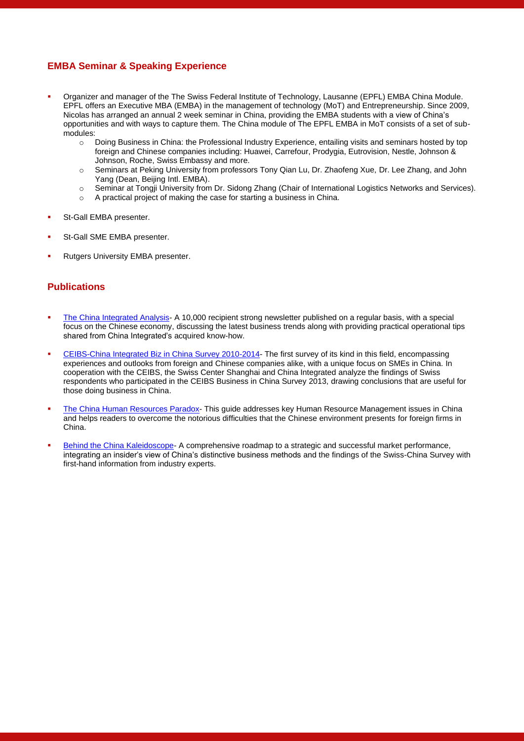## EMBA Seminar & Speaking Experience

- Organizer and manager of the The Swiss Federal Institute of Technology, Lausanne (EPFL) EMBA China Module. EPFL offers an Executive MBA (EMBA) in the management of technology (MoT) and Entrepreneurship. Since 2009, Nicolas has arranged an annual 2 week seminar in China, providing the EMBA students with a view of China's opportunities and with ways to capture them. The China module of The EPFL EMBA in MoT consists of a set of sub-modules:
  - Doing Business in China: the Professional Industry Experience, entailing visits and seminars hosted by top foreign and Chinese companies including: Huawei, Carrefour, Prodygia, Eutrovision, Nestle, Johnson & Johnson, Roche, Swiss Embassy and more.
  - Seminars at Peking University from professors Tony Qian Lu, Dr. Zhaofeng Xue, Dr. Lee Zhang, and John Yang (Dean, Beijing Intl. EMBA).
  - Seminar at Tongji University from Dr. Sidong Zhang (Chair of International Logistics Networks and Services).
  - A practical project of making the case for starting a business in China.

- St-Gall EMBA presenter.

- St-Gall SME EMBA presenter.

- Rutgers University EMBA presenter.

## Publications

- The China Integrated Analysis- A 10,000 recipient strong newsletter published on a regular basis, with a special focus on the Chinese economy, discussing the latest business trends along with providing practical operational tips shared from China Integrated's acquired know-how.

- CEIBS-China Integrated Biz in China Survey 2010-2014- The first survey of its kind in this field, encompassing experiences and outlooks from foreign and Chinese companies alike, with a unique focus on SMEs in China. In cooperation with the CEIBS, the Swiss Center Shanghai and China Integrated analyze the findings of Swiss respondents who participated in the CEIBS Business in China Survey 2013, drawing conclusions that are useful for those doing business in China.

- The China Human Resources Paradox- This guide addresses key Human Resource Management issues in China and helps readers to overcome the notorious difficulties that the Chinese environment presents for foreign firms in China.

- Behind the China Kaleidoscope- A comprehensive roadmap to a strategic and successful market performance, integrating an insider's view of China's distinctive business methods and the findings of the Swiss-China Survey with first-hand information from industry experts.